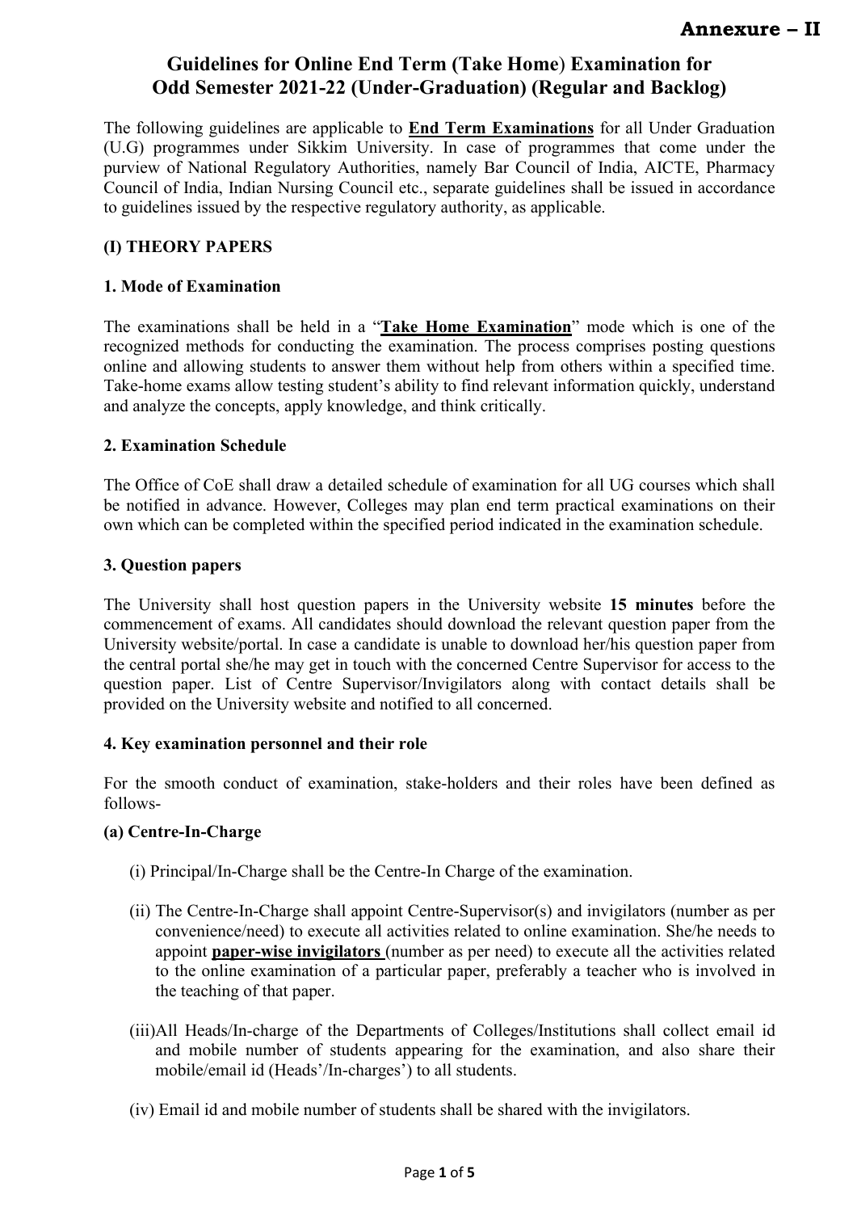**Annexure – II**

# Guidelines for Online End Term (Take Home) Examination for Odd Semester 2021-22 (Under-Graduation) (Regular and Backlog)

The following guidelines are applicable to **End Term Examinations** for all Under Graduation (U.G) programmes under Sikkim University. In case of programmes that come under the purview of National Regulatory Authorities, namely Bar Council of India, AICTE, Pharmacy Council of India, Indian Nursing Council etc., separate guidelines shall be issued in accordance to guidelines issued by the respective regulatory authority, as applicable.

## (I) THEORY PAPERS

### 1. Mode of Examination

The examinations shall be held in a "**Take Home Examination**" mode which is one of the recognized methods for conducting the examination. The process comprises posting questions online and allowing students to answer them without help from others within a specified time. Take-home exams allow testing student's ability to find relevant information quickly, understand and analyze the concepts, apply knowledge, and think critically.

### 2. Examination Schedule

The Office of CoE shall draw a detailed schedule of examination for all UG courses which shall be notified in advance. However, Colleges may plan end term practical examinations on their own which can be completed within the specified period indicated in the examination schedule.

### 3. Question papers

The University shall host question papers in the University website **15 minutes** before the commencement of exams. All candidates should download the relevant question paper from the University website/portal. In case a candidate is unable to download her/his question paper from the central portal she/he may get in touch with the concerned Centre Supervisor for access to the question paper. List of Centre Supervisor/Invigilators along with contact details shall be provided on the University website and notified to all concerned.

### 4. Key examination personnel and their role

For the smooth conduct of examination, stake-holders and their roles have been defined as follows-

**(a) Centre-In-Charge**

(i) Principal/In-Charge shall be the Centre-In Charge of the examination.

(ii) The Centre-In-Charge shall appoint Centre-Supervisor(s) and invigilators (number as per convenience/need) to execute all activities related to online examination. She/he needs to appoint **paper-wise invigilators** (number as per need) to execute all the activities related to the online examination of a particular paper, preferably a teacher who is involved in the teaching of that paper.

(iii) All Heads/In-charge of the Departments of Colleges/Institutions shall collect email id and mobile number of students appearing for the examination, and also share their mobile/email id (Heads'/In-charges') to all students.

(iv) Email id and mobile number of students shall be shared with the invigilators.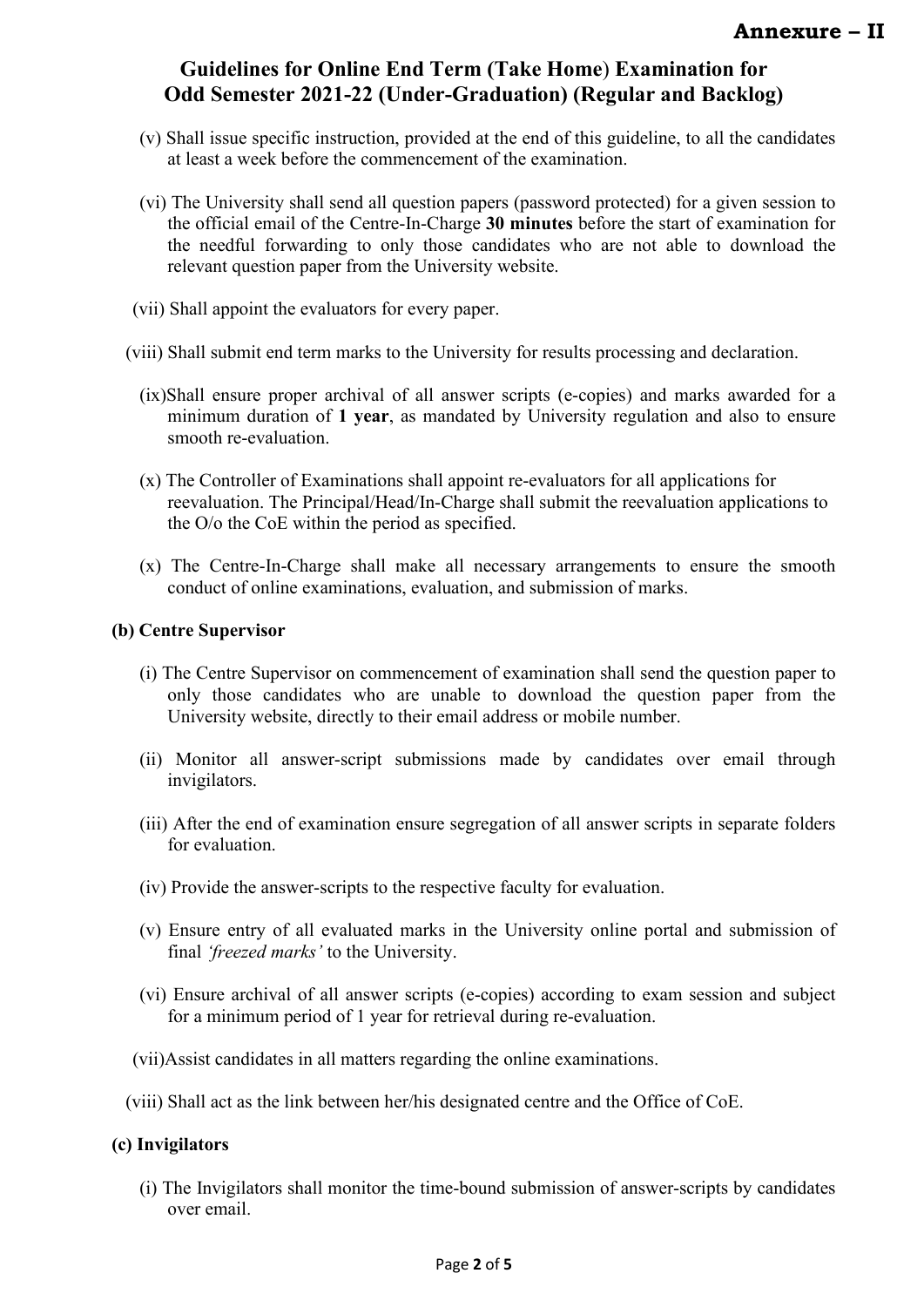**Annexure – II**

## Guidelines for Online End Term (Take Home) Examination for Odd Semester 2021-22 (Under-Graduation) (Regular and Backlog)

(v) Shall issue specific instruction, provided at the end of this guideline, to all the candidates at least a week before the commencement of the examination.

(vi) The University shall send all question papers (password protected) for a given session to the official email of the Centre-In-Charge **30 minutes** before the start of examination for the needful forwarding to only those candidates who are not able to download the relevant question paper from the University website.

(vii) Shall appoint the evaluators for every paper.

(viii) Shall submit end term marks to the University for results processing and declaration.

(ix)Shall ensure proper archival of all answer scripts (e-copies) and marks awarded for a minimum duration of **1 year**, as mandated by University regulation and also to ensure smooth re-evaluation.

(x) The Controller of Examinations shall appoint re-evaluators for all applications for reevaluation. The Principal/Head/In-Charge shall submit the reevaluation applications to the O/o the CoE within the period as specified.

(x) The Centre-In-Charge shall make all necessary arrangements to ensure the smooth conduct of online examinations, evaluation, and submission of marks.

**(b) Centre Supervisor**

(i) The Centre Supervisor on commencement of examination shall send the question paper to only those candidates who are unable to download the question paper from the University website, directly to their email address or mobile number.

(ii) Monitor all answer-script submissions made by candidates over email through invigilators.

(iii) After the end of examination ensure segregation of all answer scripts in separate folders for evaluation.

(iv) Provide the answer-scripts to the respective faculty for evaluation.

(v) Ensure entry of all evaluated marks in the University online portal and submission of final *'freezed marks'* to the University.

(vi) Ensure archival of all answer scripts (e-copies) according to exam session and subject for a minimum period of 1 year for retrieval during re-evaluation.

(vii)Assist candidates in all matters regarding the online examinations.

(viii) Shall act as the link between her/his designated centre and the Office of CoE.

**(c) Invigilators**

(i) The Invigilators shall monitor the time-bound submission of answer-scripts by candidates over email.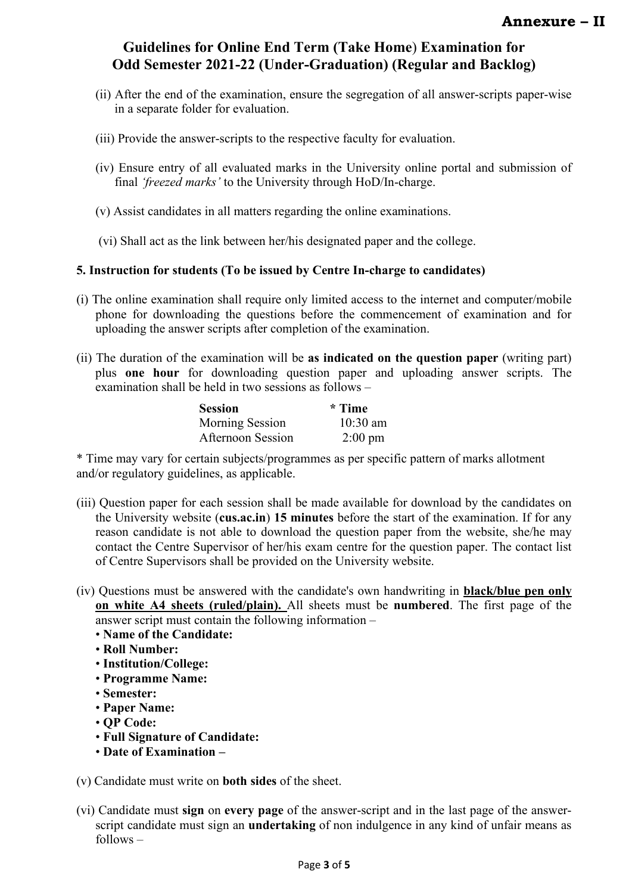**Annexure – II**

## Guidelines for Online End Term (Take Home) Examination for Odd Semester 2021-22 (Under-Graduation) (Regular and Backlog)

(ii) After the end of the examination, ensure the segregation of all answer-scripts paper-wise in a separate folder for evaluation.

(iii) Provide the answer-scripts to the respective faculty for evaluation.

(iv) Ensure entry of all evaluated marks in the University online portal and submission of final *'freezed marks'* to the University through HoD/In-charge.

(v) Assist candidates in all matters regarding the online examinations.

(vi) Shall act as the link between her/his designated paper and the college.

**5. Instruction for students (To be issued by Centre In-charge to candidates)**

(i) The online examination shall require only limited access to the internet and computer/mobile phone for downloading the questions before the commencement of examination and for uploading the answer scripts after completion of the examination.

(ii) The duration of the examination will be **as indicated on the question paper** (writing part) plus **one hour** for downloading question paper and uploading answer scripts. The examination shall be held in two sessions as follows –

| **Session** | **\* Time** |
|---|---|
| Morning Session | 10:30 am |
| Afternoon Session | 2:00 pm |

\* Time may vary for certain subjects/programmes as per specific pattern of marks allotment and/or regulatory guidelines, as applicable.

(iii) Question paper for each session shall be made available for download by the candidates on the University website (**cus.ac.in**) **15 minutes** before the start of the examination. If for any reason candidate is not able to download the question paper from the website, she/he may contact the Centre Supervisor of her/his exam centre for the question paper. The contact list of Centre Supervisors shall be provided on the University website.

(iv) Questions must be answered with the candidate's own handwriting in **black/blue pen only on white A4 sheets (ruled/plain).** All sheets must be **numbered**. The first page of the answer script must contain the following information –

- **Name of the Candidate:**
- **Roll Number:**
- **Institution/College:**
- **Programme Name:**
- **Semester:**
- **Paper Name:**
- **QP Code:**
- **Full Signature of Candidate:**
- **Date of Examination –**

(v) Candidate must write on **both sides** of the sheet.

(vi) Candidate must **sign** on **every page** of the answer-script and in the last page of the answer-script candidate must sign an **undertaking** of non indulgence in any kind of unfair means as follows –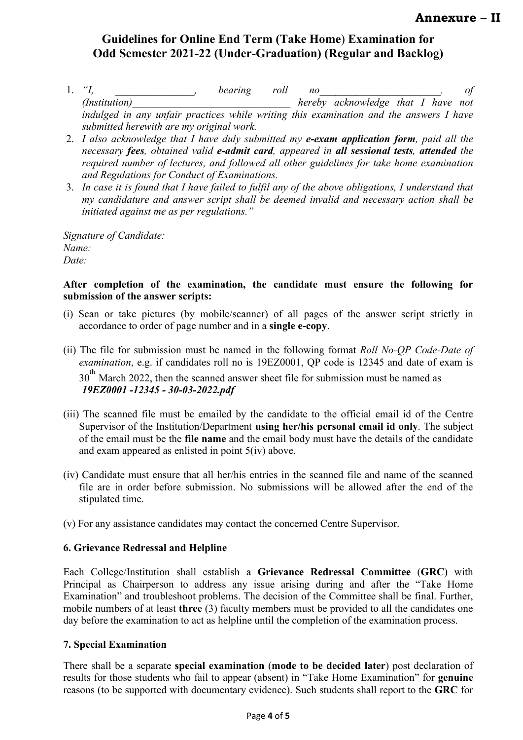**Annexure – II**

# Guidelines for Online End Term (Take Home) Examination for Odd Semester 2021-22 (Under-Graduation) (Regular and Backlog)

1. *"I, _______________, bearing roll no_______________________, of (Institution)______________________________ hereby acknowledge that I have not indulged in any unfair practices while writing this examination and the answers I have submitted herewith are my original work.*
2. *I also acknowledge that I have duly submitted my **e-exam application form**, paid all the necessary **fees**, obtained valid **e-admit card**, appeared in **all sessional tests**, **attended** the required number of lectures, and followed all other guidelines for take home examination and Regulations for Conduct of Examinations.*
3. *In case it is found that I have failed to fulfil any of the above obligations, I understand that my candidature and answer script shall be deemed invalid and necessary action shall be initiated against me as per regulations."*

*Signature of Candidate:*
*Name:*
*Date:*

**After completion of the examination, the candidate must ensure the following for submission of the answer scripts:**

(i) Scan or take pictures (by mobile/scanner) of all pages of the answer script strictly in accordance to order of page number and in a **single e-copy**.

(ii) The file for submission must be named in the following format *Roll No-QP Code-Date of examination*, e.g. if candidates roll no is 19EZ0001, QP code is 12345 and date of exam is 30th March 2022, then the scanned answer sheet file for submission must be named as ***19EZ0001 -12345 - 30-03-2022.pdf***

(iii) The scanned file must be emailed by the candidate to the official email id of the Centre Supervisor of the Institution/Department **using her/his personal email id only**. The subject of the email must be the **file name** and the email body must have the details of the candidate and exam appeared as enlisted in point 5(iv) above.

(iv) Candidate must ensure that all her/his entries in the scanned file and name of the scanned file are in order before submission. No submissions will be allowed after the end of the stipulated time.

(v) For any assistance candidates may contact the concerned Centre Supervisor.

### 6. Grievance Redressal and Helpline

Each College/Institution shall establish a **Grievance Redressal Committee** (**GRC**) with Principal as Chairperson to address any issue arising during and after the "Take Home Examination" and troubleshoot problems. The decision of the Committee shall be final. Further, mobile numbers of at least **three** (3) faculty members must be provided to all the candidates one day before the examination to act as helpline until the completion of the examination process.

### 7. Special Examination

There shall be a separate **special examination** (**mode to be decided later**) post declaration of results for those students who fail to appear (absent) in "Take Home Examination" for **genuine** reasons (to be supported with documentary evidence). Such students shall report to the **GRC** for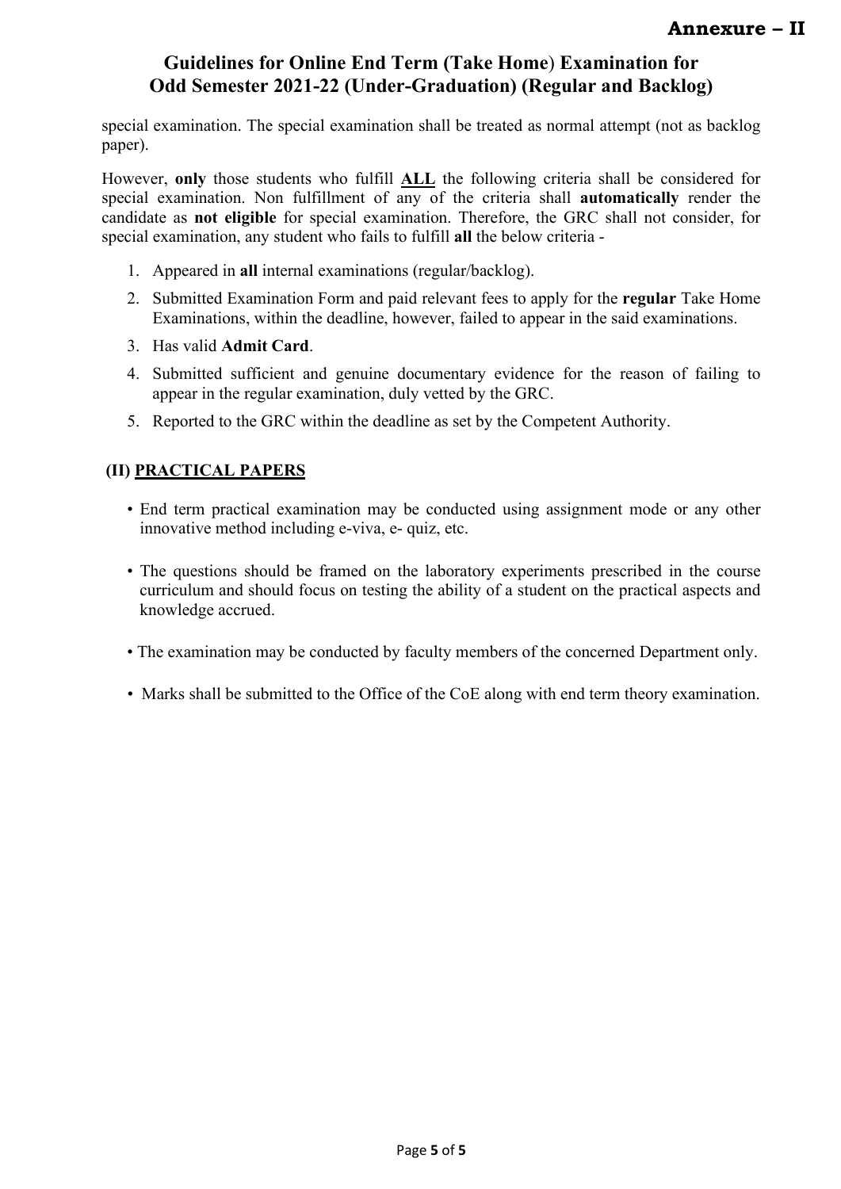special examination. The special examination shall be treated as normal attempt (not as backlog paper).

However, **only** those students who fulfill **ALL** the following criteria shall be considered for special examination. Non fulfillment of any of the criteria shall **automatically** render the candidate as **not eligible** for special examination. Therefore, the GRC shall not consider, for special examination, any student who fails to fulfill **all** the below criteria -

1. Appeared in **all** internal examinations (regular/backlog).
2. Submitted Examination Form and paid relevant fees to apply for the **regular** Take Home Examinations, within the deadline, however, failed to appear in the said examinations.
3. Has valid **Admit Card**.
4. Submitted sufficient and genuine documentary evidence for the reason of failing to appear in the regular examination, duly vetted by the GRC.
5. Reported to the GRC within the deadline as set by the Competent Authority.

## (II) PRACTICAL PAPERS

- End term practical examination may be conducted using assignment mode or any other innovative method including e-viva, e- quiz, etc.
- The questions should be framed on the laboratory experiments prescribed in the course curriculum and should focus on testing the ability of a student on the practical aspects and knowledge accrued.
- The examination may be conducted by faculty members of the concerned Department only.
- Marks shall be submitted to the Office of the CoE along with end term theory examination.